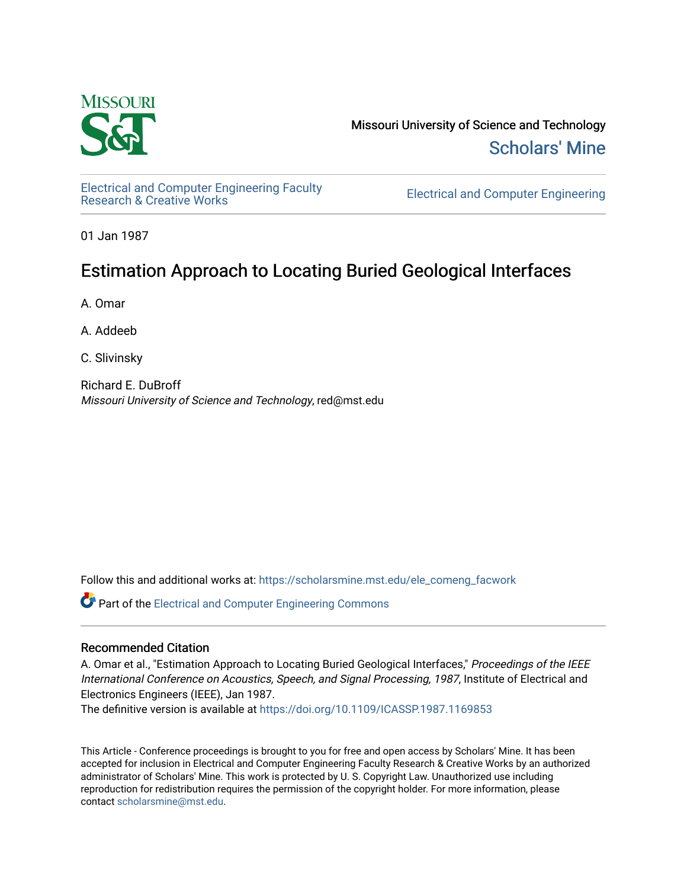Missouri University of Science and Technology

Scholars' Mine

Electrical and Computer Engineering Faculty Research & Creative Works

Electrical and Computer Engineering

01 Jan 1987

# Estimation Approach to Locating Buried Geological Interfaces

A. Omar

A. Addeeb

C. Slivinsky

Richard E. DuBroff
*Missouri University of Science and Technology*, red@mst.edu

Follow this and additional works at: https://scholarsmine.mst.edu/ele_comeng_facwork

Part of the Electrical and Computer Engineering Commons

## Recommended Citation

A. Omar et al., "Estimation Approach to Locating Buried Geological Interfaces," *Proceedings of the IEEE International Conference on Acoustics, Speech, and Signal Processing, 1987*, Institute of Electrical and Electronics Engineers (IEEE), Jan 1987.
The definitive version is available at https://doi.org/10.1109/ICASSP.1987.1169853

This Article - Conference proceedings is brought to you for free and open access by Scholars' Mine. It has been accepted for inclusion in Electrical and Computer Engineering Faculty Research & Creative Works by an authorized administrator of Scholars' Mine. This work is protected by U. S. Copyright Law. Unauthorized use including reproduction for redistribution requires the permission of the copyright holder. For more information, please contact scholarsmine@mst.edu.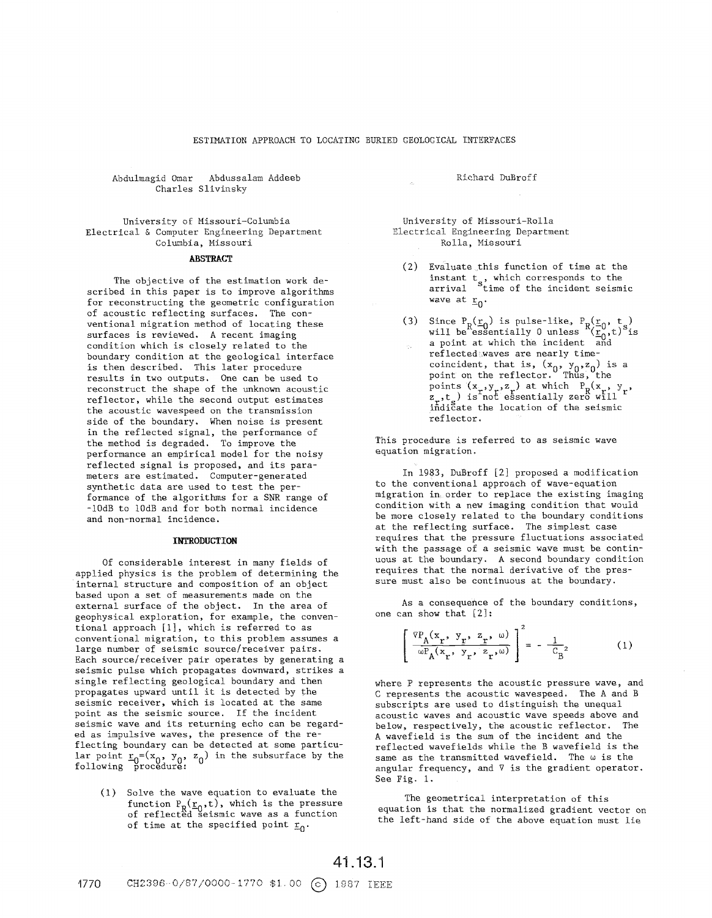ESTIMATION APPROACH TO LOCATING BURIED GEOLOGICAL INTERFACES

Abdulmagid Omar Abdussalam Addeeb
Charles Slivinsky

University of Missouri-Columbia
Electrical & Computer Engineering Department
Columbia, Missouri

Richard DuBroff

University of Missouri-Rolla
Electrical Engineering Department
Rolla, Missouri

## ABSTRACT

The objective of the estimation work described in this paper is to improve algorithms for reconstructing the geometric configuration of acoustic reflecting surfaces. The conventional migration method of locating these surfaces is reviewed. A recent imaging condition which is closely related to the boundary condition at the geological interface is then described. This later procedure results in two outputs. One can be used to reconstruct the shape of the unknown acoustic reflector, while the second output estimates the acoustic wavespeed on the transmission side of the boundary. When noise is present in the reflected signal, the performance of the method is degraded. To improve the performance an empirical model for the noisy reflected signal is proposed, and its parameters are estimated. Computer-generated synthetic data are used to test the performance of the algorithms for a SNR range of -10dB to 10dB and for both normal incidence and non-normal incidence.

## INTRODUCTION

Of considerable interest in many fields of applied physics is the problem of determining the internal structure and composition of an object based upon a set of measurements made on the external surface of the object. In the area of geophysical exploration, for example, the conventional approach [1], which is referred to as conventional migration, to this problem assumes a large number of seismic source/receiver pairs. Each source/receiver pair operates by generating a seismic pulse which propagates downward, strikes a single reflecting geological boundary and then propagates upward until it is detected by the seismic receiver, which is located at the same point as the seismic source. If the incident seismic wave and its returning echo can be regarded as impulsive waves, the presence of the reflecting boundary can be detected at some particular point $\underline{r}_0=(x_0, y_0, z_0)$ in the subsurface by the following procedure:

(1) Solve the wave equation to evaluate the function $P_R(\underline{r}_0,t)$, which is the pressure of reflected seismic wave as a function of time at the specified point $\underline{r}_0$.

(2) Evaluate this function of time at the instant $t_s$, which corresponds to the arrival time of the incident seismic wave at $\underline{r}_0$.

(3) Since $P_R(\underline{r}_0)$ is pulse-like, $P_R(\underline{r}_0, t_s)$ will be essentially 0 unless $(\underline{r}_0,t)$ is a point at which the incident and reflected waves are nearly time-coincident, that is, $(x_0, y_0, z_0)$ is a point on the reflector. Thus, the points $(x_r, y_r, z_r)$ at which $P_R(x_r, y_r, z_r, t_s)$ is not essentially zero will indicate the location of the seismic reflector.

This procedure is referred to as seismic wave equation migration.

In 1983, DuBroff [2] proposed a modification to the conventional approach of wave-equation migration in order to replace the existing imaging condition with a new imaging condition that would be more closely related to the boundary conditions at the reflecting surface. The simplest case requires that the pressure fluctuations associated with the passage of a seismic wave must be continuous at the boundary. A second boundary condition requires that the normal derivative of the pressure must also be continuous at the boundary.

As a consequence of the boundary conditions, one can show that [2]:

$$\left[ \frac{\nabla P_A(x_r, y_r, z_r, \omega)}{\omega P_A(x_r, y_r, z_r, \omega)} \right]^2 = -\frac{1}{C_B^2} \tag{1}$$

where P represents the acoustic pressure wave, and C represents the acoustic wavespeed. The A and B subscripts are used to distinguish the unequal acoustic waves and acoustic wave speeds above and below, respectively, the acoustic reflector. The A wavefield is the sum of the incident and the reflected wavefields while the B wavefield is the same as the transmitted wavefield. The $\omega$ is the angular frequency, and $\nabla$ is the gradient operator. See Fig. 1.

The geometrical interpretation of this equation is that the normalized gradient vector on the left-hand side of the above equation must lie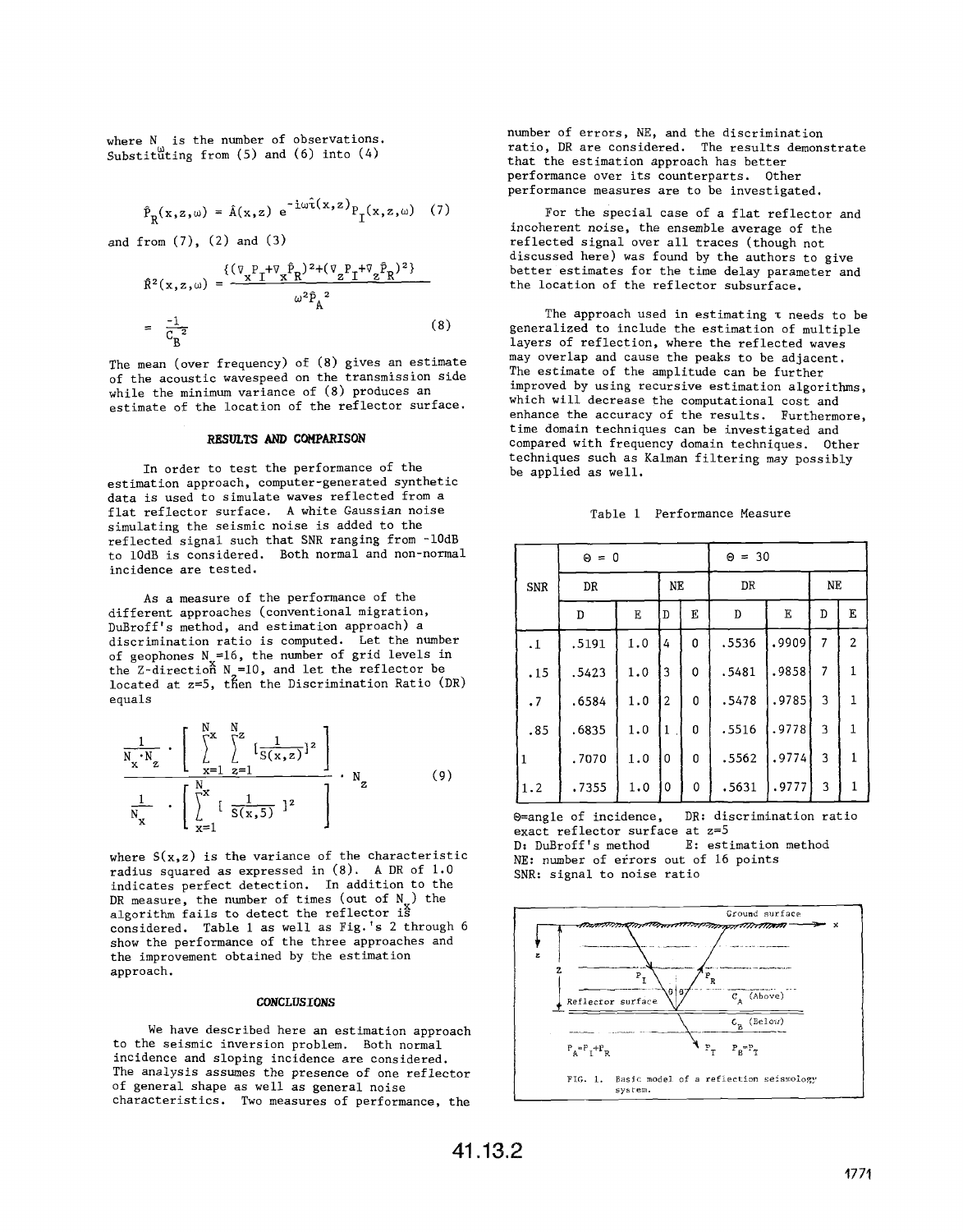where $N_\omega$ is the number of observations. Substituting from (5) and (6) into (4)

$$\hat{P}_R(x,z,\omega) = \hat{A}(x,z)\, e^{-i\omega\hat{\tau}(x,z)} P_I(x,z,\omega) \quad (7)$$

and from (7), (2) and (3)

$$\hat{R}^2(x,z,\omega) = \frac{\{(\nabla_x P_I + \nabla_x \hat{P}_R)^2 + (\nabla_z P_I + \nabla_z \hat{P}_R)^2\}}{\omega^2 \hat{P}_A^{\ 2}}$$

$$= \frac{-1}{C_B^{\ 2}} \quad (8)$$

The mean (over frequency) of (8) gives an estimate of the acoustic wavespeed on the transmission side while the minimum variance of (8) produces an estimate of the location of the reflector surface.

## RESULTS AND COMPARISON

In order to test the performance of the estimation approach, computer-generated synthetic data is used to simulate waves reflected from a flat reflector surface. A white Gaussian noise simulating the seismic noise is added to the reflected signal such that SNR ranging from -10dB to 10dB is considered. Both normal and non-normal incidence are tested.

As a measure of the performance of the different approaches (conventional migration, DuBroff's method, and estimation approach) a discrimination ratio is computed. Let the number of geophones $N_x$=16, the number of grid levels in the Z-direction $N_z$=10, and let the reflector be located at z=5, then the Discrimination Ratio (DR) equals

$$\frac{\dfrac{1}{N_x \cdot N_z} \cdot \left[ \sum_{x=1}^{N_x} \sum_{z=1}^{N_z} \left[\dfrac{1}{S(x,z)}\right]^2 \right]}{\dfrac{1}{N_x} \cdot \left[ \sum_{x=1}^{N_x} \left[ \dfrac{1}{S(x,5)} \right]^2 \right]} \cdot N_z \quad (9)$$

where $S(x,z)$ is the variance of the characteristic radius squared as expressed in (8). A DR of 1.0 indicates perfect detection. In addition to the DR measure, the number of times (out of $N_x$) the algorithm fails to detect the reflector is considered. Table 1 as well as Fig.'s 2 through 6 show the performance of the three approaches and the improvement obtained by the estimation approach.

## CONCLUSIONS

We have described here an estimation approach to the seismic inversion problem. Both normal incidence and sloping incidence are considered. The analysis assumes the presence of one reflector of general shape as well as general noise characteristics. Two measures of performance, the number of errors, NE, and the discrimination ratio, DR are considered. The results demonstrate that the estimation approach has better performance over its counterparts. Other performance measures are to be investigated.

For the special case of a flat reflector and incoherent noise, the ensemble average of the reflected signal over all traces (though not discussed here) was found by the authors to give better estimates for the time delay parameter and the location of the reflector subsurface.

The approach used in estimating $\tau$ needs to be generalized to include the estimation of multiple layers of reflection, where the reflected waves may overlap and cause the peaks to be adjacent. The estimate of the amplitude can be further improved by using recursive estimation algorithms, which will decrease the computational cost and enhance the accuracy of the results. Furthermore, time domain techniques can be investigated and compared with frequency domain techniques. Other techniques such as Kalman filtering may possibly be applied as well.

Table 1 Performance Measure

| SNR | Θ = 0 | | | | Θ = 30 | | | |
|---|---|---|---|---|---|---|---|---|
| | DR | | NE | | DR | | NE | |
| | D | E | D | E | D | E | D | E |
| .1 | .5191 | 1.0 | 4 | 0 | .5536 | .9909 | 7 | 2 |
| .15 | .5423 | 1.0 | 3 | 0 | .5481 | .9858 | 7 | 1 |
| .7 | .6584 | 1.0 | 2 | 0 | .5478 | .9785 | 3 | 1 |
| .85 | .6835 | 1.0 | 1 | 0 | .5516 | .9778 | 3 | 1 |
| 1 | .7070 | 1.0 | 0 | 0 | .5562 | .9774 | 3 | 1 |
| 1.2 | .7355 | 1.0 | 0 | 0 | .5631 | .9777 | 3 | 1 |

Θ=angle of incidence, DR: discrimination ratio
exact reflector surface at z=5
D: DuBroff's method E: estimation method
NE: number of errors out of 16 points
SNR: signal to noise ratio

FIG. 1. Basic model of a reflection seismology system.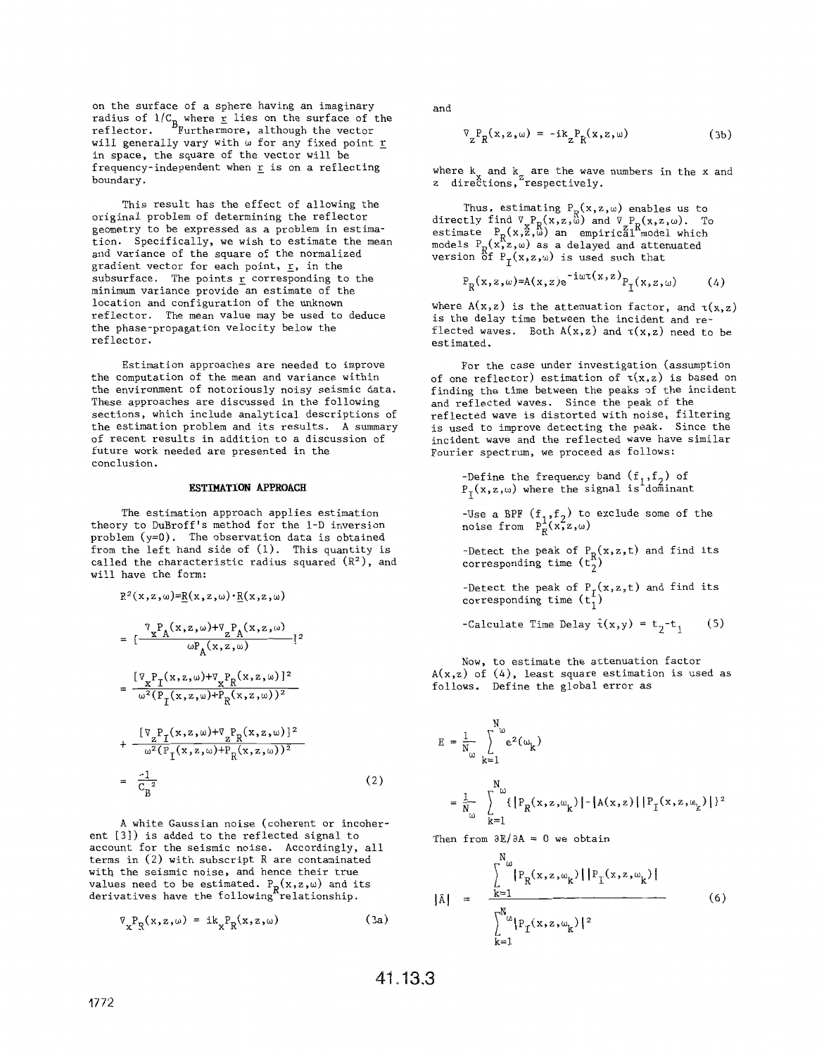on the surface of a sphere having an imaginary radius of $1/C_B$ where $\underline{r}$ lies on the surface of the reflector. Furthermore, although the vector will generally vary with $\omega$ for any fixed point $\underline{r}$ in space, the square of the vector will be frequency-independent when $\underline{r}$ is on a reflecting boundary.

This result has the effect of allowing the original problem of determining the reflector geometry to be expressed as a problem in estimation. Specifically, we wish to estimate the mean and variance of the square of the normalized gradient vector for each point, $\underline{r}$, in the subsurface. The points $\underline{r}$ corresponding to the minimum variance provide an estimate of the location and configuration of the unknown reflector. The mean value may be used to deduce the phase-propagation velocity below the reflector.

Estimation approaches are needed to improve the computation of the mean and variance within the environment of notoriously noisy seismic data. These approaches are discussed in the following sections, which include analytical descriptions of the estimation problem and its results. A summary of recent results in addition to a discussion of future work needed are presented in the conclusion.

## ESTIMATION APPROACH

The estimation approach applies estimation theory to DuBroff's method for the 1-D inversion problem (y=0). The observation data is obtained from the left hand side of (1). This quantity is called the characteristic radius squared ($R^2$), and will have the form:

$$R^2(x,z,\omega)=\underline{R}(x,z,\omega)\cdot\underline{R}(x,z,\omega)$$

$$= \left[\frac{\nabla_x P_A(x,z,\omega)+\nabla_z P_A(x,z,\omega)}{\omega P_A(x,z,\omega)}\right]^2$$

$$= \frac{[\nabla_x P_I(x,z,\omega)+\nabla_x P_R(x,z,\omega)]^2}{\omega^2(P_I(x,z,\omega)+P_R(x,z,\omega))^2}$$

$$+ \frac{[\nabla_z P_I(x,z,\omega)+\nabla_z P_R(x,z,\omega)]^2}{\omega^2(P_I(x,z,\omega)+P_R(x,z,\omega))^2}$$

$$= \frac{-1}{C_B{}^2} \tag{2}$$

A white Gaussian noise (coherent or incoherent [3]) is added to the reflected signal to account for the seismic noise. Accordingly, all terms in (2) with subscript R are contaminated with the seismic noise, and hence their true values need to be estimated. $P_R(x,z,\omega)$ and its derivatives have the following relationship.

$$\nabla_x P_R(x,z,\omega) = ik_x P_R(x,z,\omega) \tag{3a}$$

and

$$\nabla_z P_R(x,z,\omega) = -ik_z P_R(x,z,\omega) \tag{3b}$$

where $k_x$ and $k_z$ are the wave numbers in the x and z directions, respectively.

Thus, estimating $P_R(x,z,\omega)$ enables us to directly find $\nabla_x P_R(x,z,\omega)$ and $\nabla_z P_R(x,z,\omega)$. To estimate $P_R(x,z,\omega)$ an empirical model which models $P_R(x,z,\omega)$ as a delayed and attenuated version of $P_I(x,z,\omega)$ is used such that

$$P_R(x,z,\omega)=A(x,z)e^{-i\omega\tau(x,z)}P_I(x,z,\omega) \tag{4}$$

where $A(x,z)$ is the attenuation factor, and $\tau(x,z)$ is the delay time between the incident and reflected waves. Both $A(x,z)$ and $\tau(x,z)$ need to be estimated.

For the case under investigation (assumption of one reflector) estimation of $\tau(x,z)$ is based on finding the time between the peaks of the incident and reflected waves. Since the peak of the reflected wave is distorted with noise, filtering is used to improve detecting the peak. Since the incident wave and the reflected wave have similar Fourier spectrum, we proceed as follows:

- Define the frequency band $(f_1,f_2)$ of $P_I(x,z,\omega)$ where the signal is dominant
- Use a BPF $(f_1,f_2)$ to exclude some of the noise from $P_R(x,z,\omega)$
- Detect the peak of $P_R(x,z,t)$ and find its corresponding time $(t_2)$
- Detect the peak of $P_I(x,z,t)$ and find its corresponding time $(t_1)$
- Calculate Time Delay $\hat{\tau}(x,y) = t_2-t_1$ (5)

Now, to estimate the attenuation factor $A(x,z)$ of (4), least square estimation is used as follows. Define the global error as

$$E = \frac{1}{N_\omega}\sum_{k=1}^{N_\omega} e^2(\omega_k)$$

$$= \frac{1}{N_\omega}\sum_{k=1}^{N_\omega}\{|P_R(x,z,\omega_k)|-|A(x,z)||P_I(x,z,\omega_k)|\}^2$$

Then from $\partial E/\partial A = 0$ we obtain

$$|\hat{A}| = \frac{\sum_{k=1}^{N_\omega}|P_R(x,z,\omega_k)||P_I(x,z,\omega_k)|}{\sum_{k=1}^{N_\omega}|P_I(x,z,\omega_k)|^2} \tag{6}$$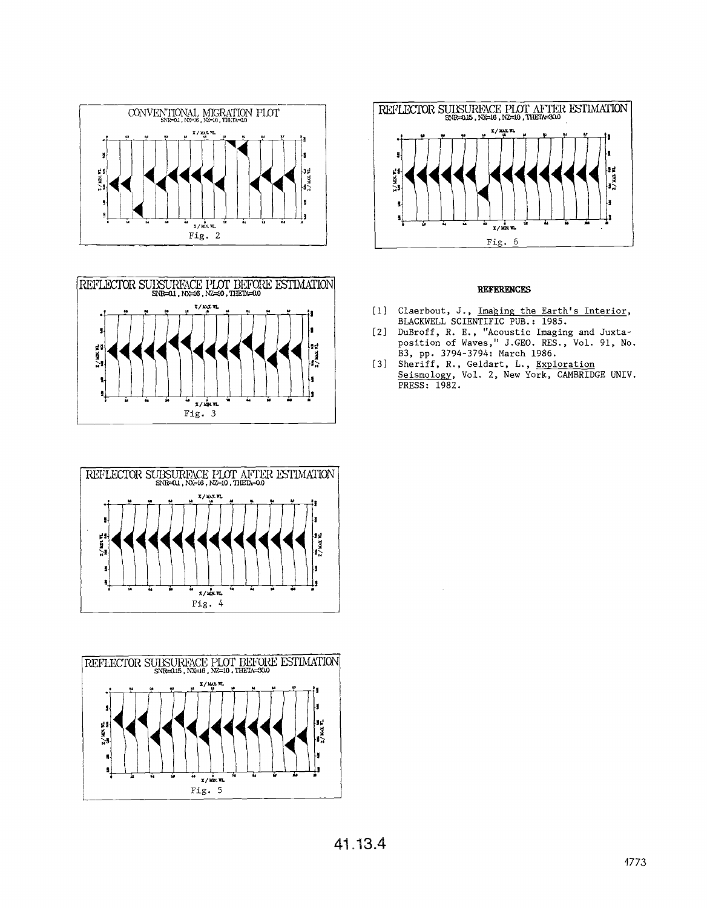CONVENTIONAL MIGRATION PLOT

SNR=0.1 , NX=16 , NZ=10 , THETA=0.0

X / MAX. WL

Z / MIN. WL

Z / MAX. WL

X / MIN. WL

Fig. 2

REFLECTOR SUBSURFACE PLOT BEFORE ESTIMATION

SNR=0.1 , NX=16 , NZ=10 , THETA=0.0

X / MAX. WL

Z / MIN. WL

Z / MAX. WL

X / MIN. WL

Fig. 3

REFLECTOR SUBSURFACE PLOT AFTER ESTIMATION

SNR=0.1 , NX=16 , NZ=10 , THETA=0.0

X / MAX. WL

Z / MIN. WL

Z / MAX. WL

X / MIN. WL

Fig. 4

REFLECTOR SUBSURFACE PLOT BEFORE ESTIMATION

SNR=0.15 , NX=16 , NZ=10 , THETA=30.0

X / MAX. WL

Z / MIN. WL

Z / MAX. WL

X / MIN. WL

Fig. 5

REFLECTOR SUBSURFACE PLOT AFTER ESTIMATION

SNR=0.15 , NX=16 , NZ=10 , THETA=30.0

X / MAX. WL

Z / MIN. WL

Z / MAX. WL

X / MIN. WL

Fig. 6

## REFERENCES

[1] Claerbout, J., Imaging the Earth's Interior, BLACKWELL SCIENTIFIC PUB.: 1985.

[2] DuBroff, R. E., "Acoustic Imaging and Juxtaposition of Waves," J.GEO. RES., Vol. 91, No. B3, pp. 3794-3794: March 1986.

[3] Sheriff, R., Geldart, L., Exploration Seismology, Vol. 2, New York, CAMBRIDGE UNIV. PRESS: 1982.